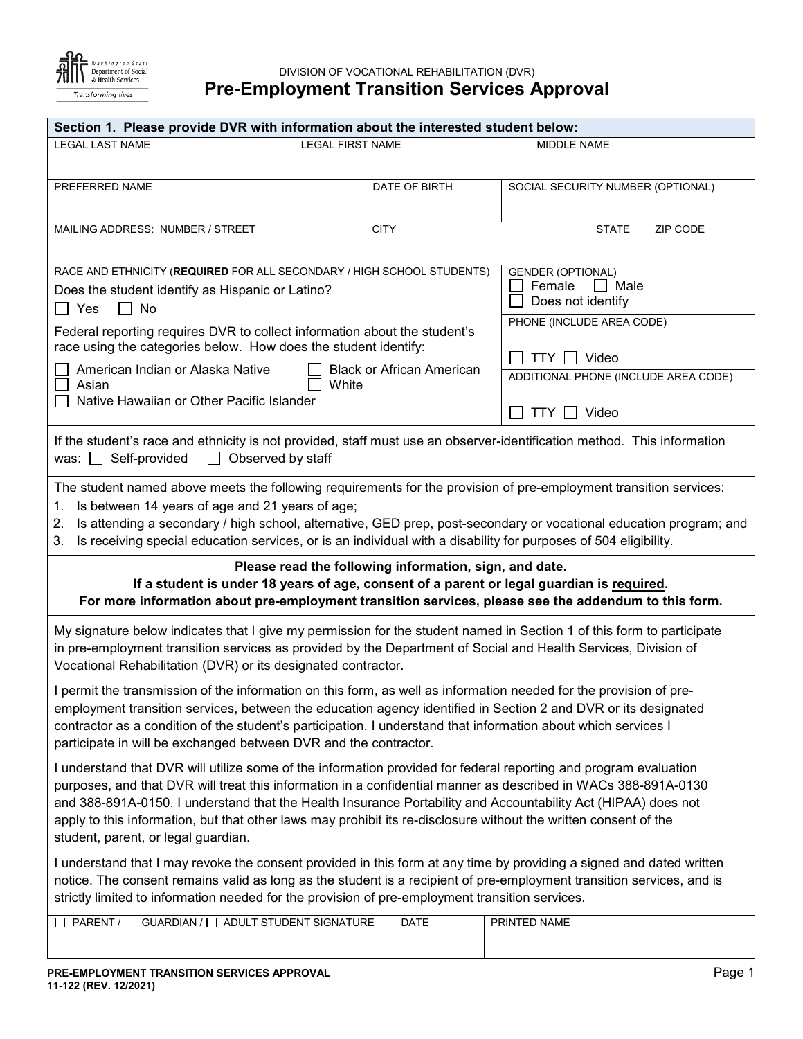Washington State Department of Social & Health Services
*Transforming lives*

DIVISION OF VOCATIONAL REHABILITATION (DVR)

# Pre-Employment Transition Services Approval

**Section 1. Please provide DVR with information about the interested student below:**

| LEGAL LAST NAME | LEGAL FIRST NAME | MIDDLE NAME |
|---|---|---|
| | | |

| PREFERRED NAME | DATE OF BIRTH | SOCIAL SECURITY NUMBER (OPTIONAL) |
|---|---|---|
| | | |

| MAILING ADDRESS: NUMBER / STREET | CITY | STATE | ZIP CODE |
|---|---|---|---|
| | | | |

RACE AND ETHNICITY (**REQUIRED** FOR ALL SECONDARY / HIGH SCHOOL STUDENTS)

Does the student identify as Hispanic or Latino?

☐ Yes ☐ No

Federal reporting requires DVR to collect information about the student's race using the categories below. How does the student identify:

☐ American Indian or Alaska Native ☐ Black or African American
☐ Asian ☐ White
☐ Native Hawaiian or Other Pacific Islander

GENDER (OPTIONAL)
☐ Female ☐ Male
☐ Does not identify

PHONE (INCLUDE AREA CODE)

☐ TTY ☐ Video

ADDITIONAL PHONE (INCLUDE AREA CODE)

☐ TTY ☐ Video

If the student's race and ethnicity is not provided, staff must use an observer-identification method. This information was: ☐ Self-provided ☐ Observed by staff

The student named above meets the following requirements for the provision of pre-employment transition services:

1. Is between 14 years of age and 21 years of age;
2. Is attending a secondary / high school, alternative, GED prep, post-secondary or vocational education program; and
3. Is receiving special education services, or is an individual with a disability for purposes of 504 eligibility.

**Please read the following information, sign, and date.**
**If a student is under 18 years of age, consent of a parent or legal guardian is <u>required</u>.**
**For more information about pre-employment transition services, please see the addendum to this form.**

My signature below indicates that I give my permission for the student named in Section 1 of this form to participate in pre-employment transition services as provided by the Department of Social and Health Services, Division of Vocational Rehabilitation (DVR) or its designated contractor.

I permit the transmission of the information on this form, as well as information needed for the provision of pre-employment transition services, between the education agency identified in Section 2 and DVR or its designated contractor as a condition of the student's participation. I understand that information about which services I participate in will be exchanged between DVR and the contractor.

I understand that DVR will utilize some of the information provided for federal reporting and program evaluation purposes, and that DVR will treat this information in a confidential manner as described in WACs 388-891A-0130 and 388-891A-0150. I understand that the Health Insurance Portability and Accountability Act (HIPAA) does not apply to this information, but that other laws may prohibit its re-disclosure without the written consent of the student, parent, or legal guardian.

I understand that I may revoke the consent provided in this form at any time by providing a signed and dated written notice. The consent remains valid as long as the student is a recipient of pre-employment transition services, and is strictly limited to information needed for the provision of pre-employment transition services.

| ☐ PARENT / ☐ GUARDIAN / ☐ ADULT STUDENT SIGNATURE | DATE | PRINTED NAME |
|---|---|---|
| | | |

PRE-EMPLOYMENT TRANSITION SERVICES APPROVAL
11-122 (REV. 12/2021)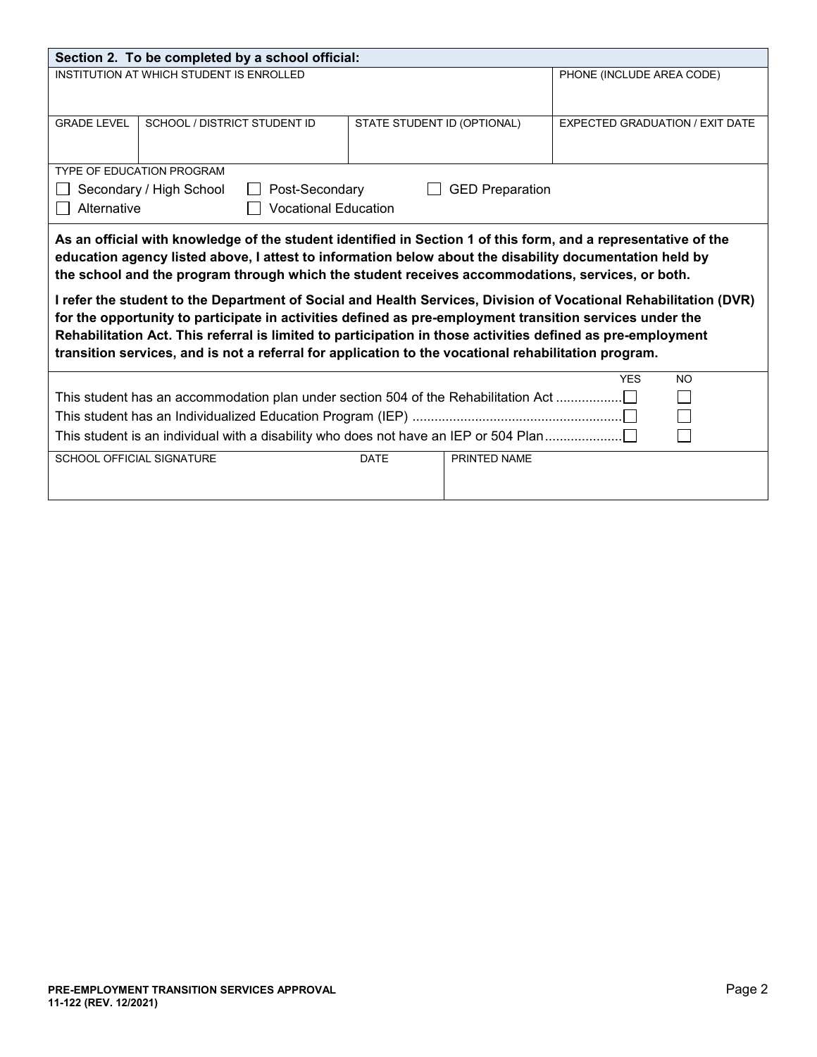## Section 2. To be completed by a school official:

| INSTITUTION AT WHICH STUDENT IS ENROLLED | | | PHONE (INCLUDE AREA CODE) |
|---|---|---|---|
| GRADE LEVEL | SCHOOL / DISTRICT STUDENT ID | STATE STUDENT ID (OPTIONAL) | EXPECTED GRADUATION / EXIT DATE |
| | | | |

TYPE OF EDUCATION PROGRAM

☐ Secondary / High School ☐ Post-Secondary ☐ GED Preparation
☐ Alternative ☐ Vocational Education

**As an official with knowledge of the student identified in Section 1 of this form, and a representative of the education agency listed above, I attest to information below about the disability documentation held by the school and the program through which the student receives accommodations, services, or both.**

**I refer the student to the Department of Social and Health Services, Division of Vocational Rehabilitation (DVR) for the opportunity to participate in activities defined as pre-employment transition services under the Rehabilitation Act. This referral is limited to participation in those activities defined as pre-employment transition services, and is not a referral for application to the vocational rehabilitation program.**

| | YES | NO |
|---|---|---|
| This student has an accommodation plan under section 504 of the Rehabilitation Act | ☐ | ☐ |
| This student has an Individualized Education Program (IEP) | ☐ | ☐ |
| This student is an individual with a disability who does not have an IEP or 504 Plan | ☐ | ☐ |

| SCHOOL OFFICIAL SIGNATURE | DATE | PRINTED NAME |
|---|---|---|
| | | |

PRE-EMPLOYMENT TRANSITION SERVICES APPROVAL
11-122 (REV. 12/2021)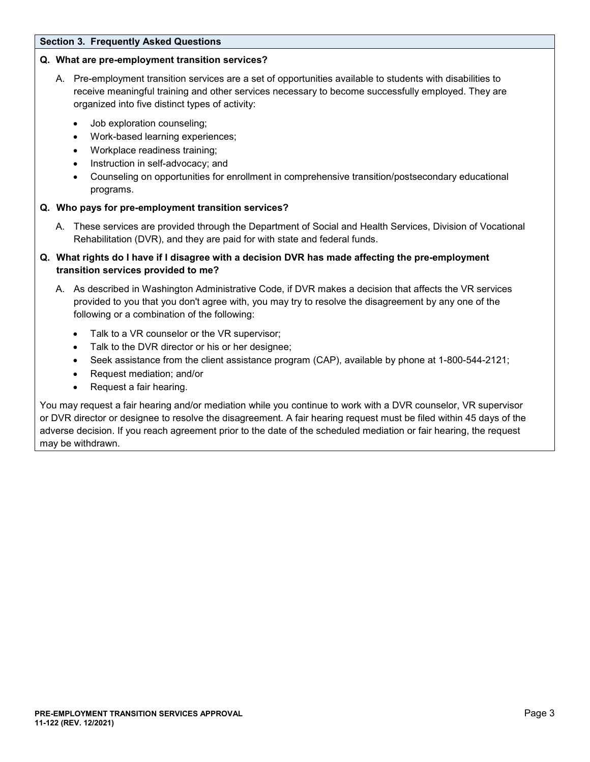## Section 3. Frequently Asked Questions

**Q. What are pre-employment transition services?**

A. Pre-employment transition services are a set of opportunities available to students with disabilities to receive meaningful training and other services necessary to become successfully employed. They are organized into five distinct types of activity:

- Job exploration counseling;
- Work-based learning experiences;
- Workplace readiness training;
- Instruction in self-advocacy; and
- Counseling on opportunities for enrollment in comprehensive transition/postsecondary educational programs.

**Q. Who pays for pre-employment transition services?**

A. These services are provided through the Department of Social and Health Services, Division of Vocational Rehabilitation (DVR), and they are paid for with state and federal funds.

**Q. What rights do I have if I disagree with a decision DVR has made affecting the pre-employment transition services provided to me?**

A. As described in Washington Administrative Code, if DVR makes a decision that affects the VR services provided to you that you don't agree with, you may try to resolve the disagreement by any one of the following or a combination of the following:

- Talk to a VR counselor or the VR supervisor;
- Talk to the DVR director or his or her designee;
- Seek assistance from the client assistance program (CAP), available by phone at 1-800-544-2121;
- Request mediation; and/or
- Request a fair hearing.

You may request a fair hearing and/or mediation while you continue to work with a DVR counselor, VR supervisor or DVR director or designee to resolve the disagreement. A fair hearing request must be filed within 45 days of the adverse decision. If you reach agreement prior to the date of the scheduled mediation or fair hearing, the request may be withdrawn.